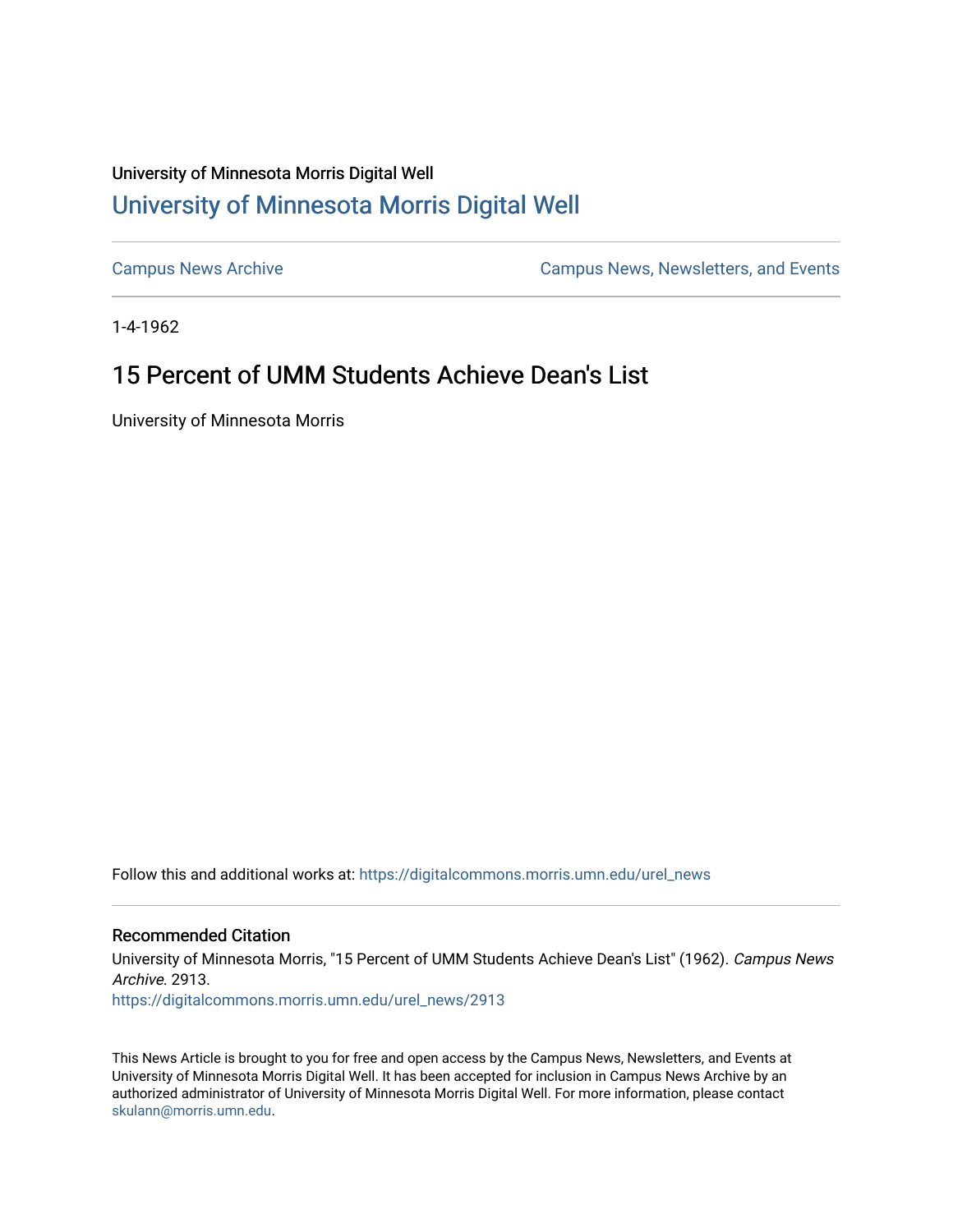University of Minnesota Morris Digital Well

## University of Minnesota Morris Digital Well

Campus News Archive

Campus News, Newsletters, and Events

1-4-1962

# 15 Percent of UMM Students Achieve Dean's List

University of Minnesota Morris

Follow this and additional works at: https://digitalcommons.morris.umn.edu/urel_news

### Recommended Citation

University of Minnesota Morris, "15 Percent of UMM Students Achieve Dean's List" (1962). *Campus News Archive*. 2913.
https://digitalcommons.morris.umn.edu/urel_news/2913

This News Article is brought to you for free and open access by the Campus News, Newsletters, and Events at University of Minnesota Morris Digital Well. It has been accepted for inclusion in Campus News Archive by an authorized administrator of University of Minnesota Morris Digital Well. For more information, please contact skulann@morris.umn.edu.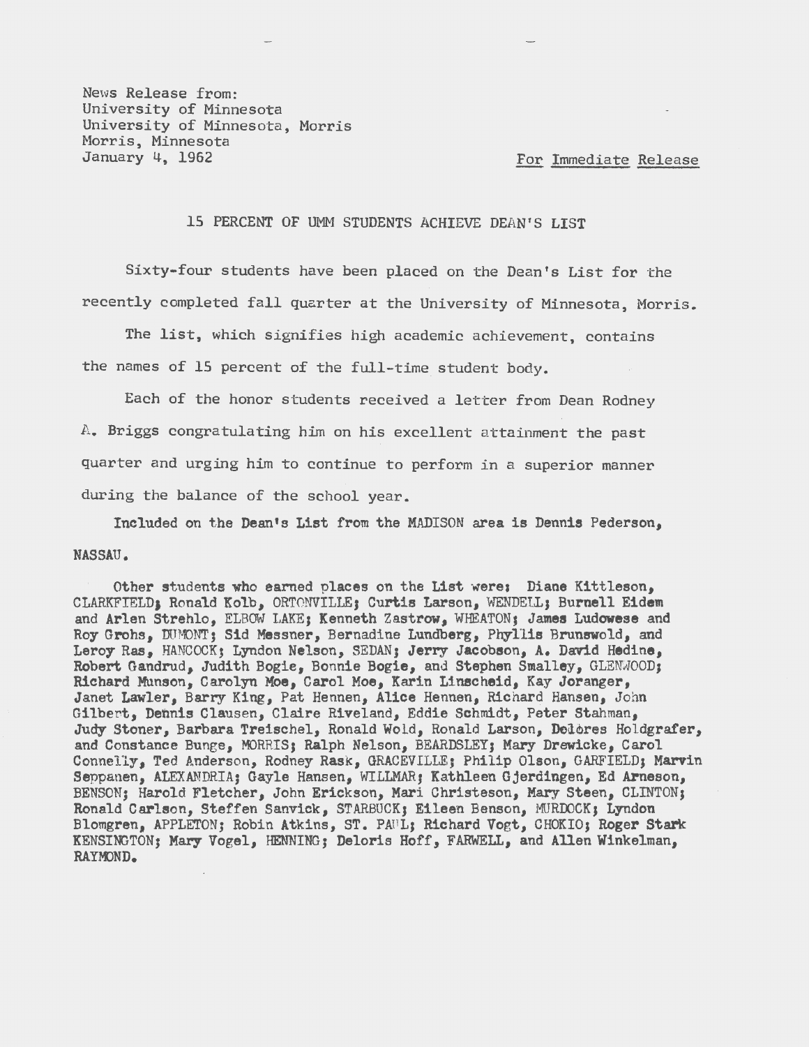News Release from:
University of Minnesota
University of Minnesota, Morris
Morris, Minnesota
January 4, 1962

For Immediate Release

## 15 PERCENT OF UMM STUDENTS ACHIEVE DEAN'S LIST

Sixty-four students have been placed on the Dean's List for the recently completed fall quarter at the University of Minnesota, Morris.

The list, which signifies high academic achievement, contains the names of 15 percent of the full-time student body.

Each of the honor students received a letter from Dean Rodney A. Briggs congratulating him on his excellent attainment the past quarter and urging him to continue to perform in a superior manner during the balance of the school year.

Included on the Dean's List from the MADISON area is Dennis Pederson, NASSAU.

Other students who earned places on the List were: Diane Kittleson, CLARKFIELD; Ronald Kolb, ORTONVILLE; Curtis Larson, WENDELL; Burnell Eidem and Arlen Strehlo, ELBOW LAKE; Kenneth Zastrow, WHEATON; James Ludowese and Roy Grohs, DUMONT; Sid Messner, Bernadine Lundberg, Phyllis Brunswold, and Leroy Ras, HANCOCK; Lyndon Nelson, SEDAN; Jerry Jacobson, A. David Hedine, Robert Gandrud, Judith Bogie, Bonnie Bogie, and Stephen Smalley, GLENWOOD; Richard Munson, Carolyn Moe, Carol Moe, Karin Linscheid, Kay Joranger, Janet Lawler, Barry King, Pat Hennen, Alice Hennen, Richard Hansen, John Gilbert, Dennis Clausen, Claire Riveland, Eddie Schmidt, Peter Stahman, Judy Stoner, Barbara Treischel, Ronald Wold, Ronald Larson, Dolores Holdgrafer, and Constance Bunge, MORRIS; Ralph Nelson, BEARDSLEY; Mary Drewicke, Carol Connelly, Ted Anderson, Rodney Rask, GRACEVILLE; Philip Olson, GARFIELD; Marvin Seppanen, ALEXANDRIA; Gayle Hansen, WILLMAR; Kathleen Gjerdingen, Ed Arneson, BENSON; Harold Fletcher, John Erickson, Mari Christeson, Mary Steen, CLINTON; Ronald Carlson, Steffen Sanvick, STARBUCK; Eileen Benson, MURDOCK; Lyndon Blomgren, APPLETON; Robin Atkins, ST. PAUL; Richard Vogt, CHOKIO; Roger Stark KENSINGTON; Mary Vogel, HENNING; Deloris Hoff, FARWELL, and Allen Winkelman, RAYMOND.